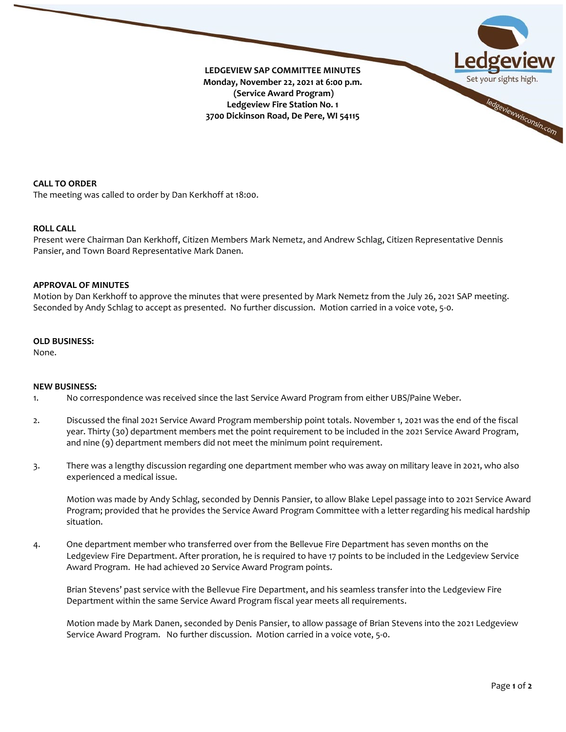**LEDGEVIEW SAP COMMITTEE MINUTES**
**Monday, November 22, 2021 at 6:00 p.m.**
**(Service Award Program)**
**Ledgeview Fire Station No. 1**
**3700 Dickinson Road, De Pere, WI 54115**

Ledgeview
Set your sights high.
ledgeviewwisconsin.com

**CALL TO ORDER**
The meeting was called to order by Dan Kerkhoff at 18:00.

**ROLL CALL**
Present were Chairman Dan Kerkhoff, Citizen Members Mark Nemetz, and Andrew Schlag, Citizen Representative Dennis Pansier, and Town Board Representative Mark Danen.

**APPROVAL OF MINUTES**
Motion by Dan Kerkhoff to approve the minutes that were presented by Mark Nemetz from the July 26, 2021 SAP meeting. Seconded by Andy Schlag to accept as presented. No further discussion. Motion carried in a voice vote, 5-0.

**OLD BUSINESS:**
None.

**NEW BUSINESS:**

1. No correspondence was received since the last Service Award Program from either UBS/Paine Weber.

2. Discussed the final 2021 Service Award Program membership point totals. November 1, 2021 was the end of the fiscal year. Thirty (30) department members met the point requirement to be included in the 2021 Service Award Program, and nine (9) department members did not meet the minimum point requirement.

3. There was a lengthy discussion regarding one department member who was away on military leave in 2021, who also experienced a medical issue.

   Motion was made by Andy Schlag, seconded by Dennis Pansier, to allow Blake Lepel passage into to 2021 Service Award Program; provided that he provides the Service Award Program Committee with a letter regarding his medical hardship situation.

4. One department member who transferred over from the Bellevue Fire Department has seven months on the Ledgeview Fire Department. After proration, he is required to have 17 points to be included in the Ledgeview Service Award Program. He had achieved 20 Service Award Program points.

   Brian Stevens' past service with the Bellevue Fire Department, and his seamless transfer into the Ledgeview Fire Department within the same Service Award Program fiscal year meets all requirements.

   Motion made by Mark Danen, seconded by Denis Pansier, to allow passage of Brian Stevens into the 2021 Ledgeview Service Award Program. No further discussion. Motion carried in a voice vote, 5-0.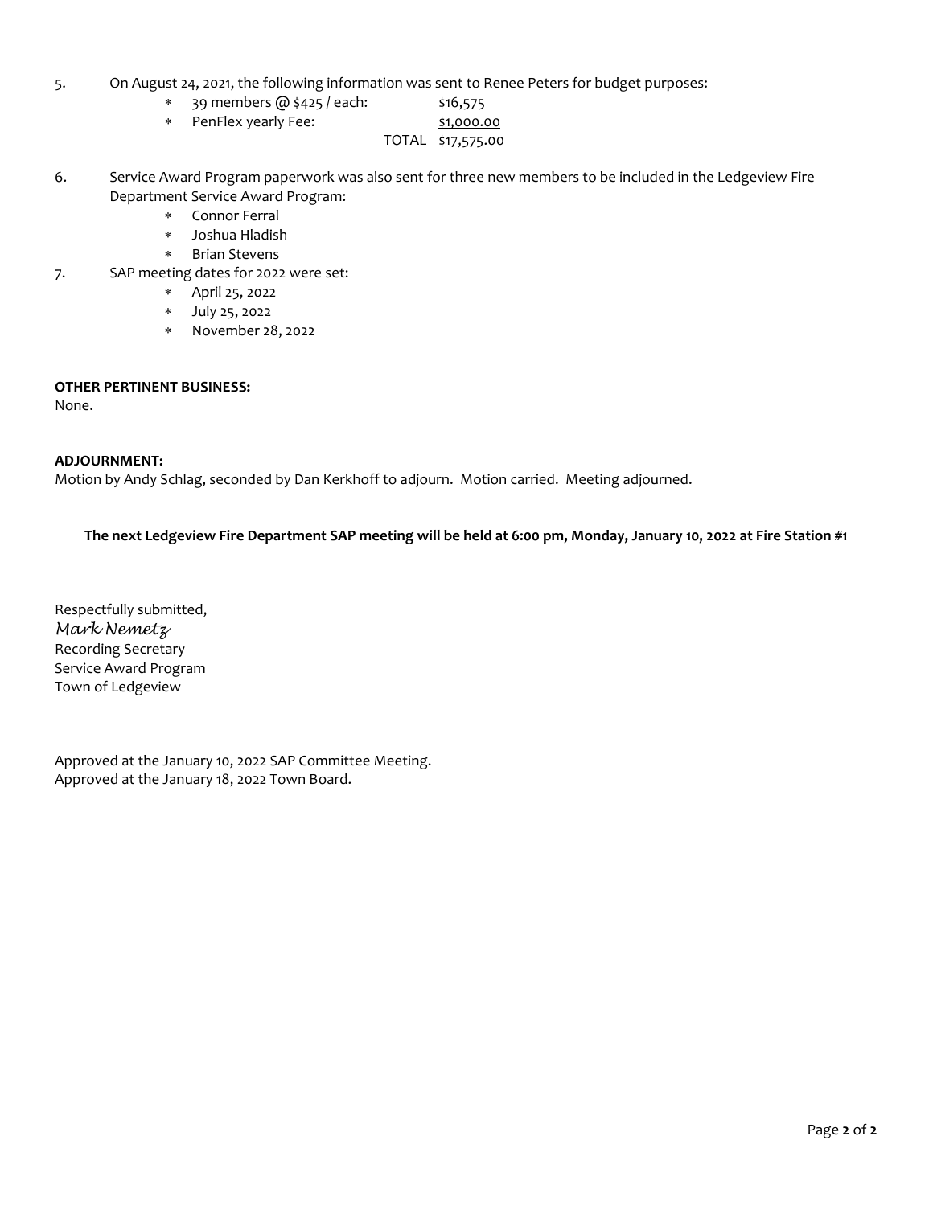5. On August 24, 2021, the following information was sent to Renee Peters for budget purposes:
   * 39 members @ $425 / each: $16,575
   * PenFlex yearly Fee: $1,000.00

   TOTAL $17,575.00

6. Service Award Program paperwork was also sent for three new members to be included in the Ledgeview Fire Department Service Award Program:
   * Connor Ferral
   * Joshua Hladish
   * Brian Stevens
7. SAP meeting dates for 2022 were set:
   * April 25, 2022
   * July 25, 2022
   * November 28, 2022

**OTHER PERTINENT BUSINESS:**
None.

**ADJOURNMENT:**
Motion by Andy Schlag, seconded by Dan Kerkhoff to adjourn. Motion carried. Meeting adjourned.

**The next Ledgeview Fire Department SAP meeting will be held at 6:00 pm, Monday, January 10, 2022 at Fire Station #1**

Respectfully submitted,
*Mark Nemetz*
Recording Secretary
Service Award Program
Town of Ledgeview

Approved at the January 10, 2022 SAP Committee Meeting.
Approved at the January 18, 2022 Town Board.